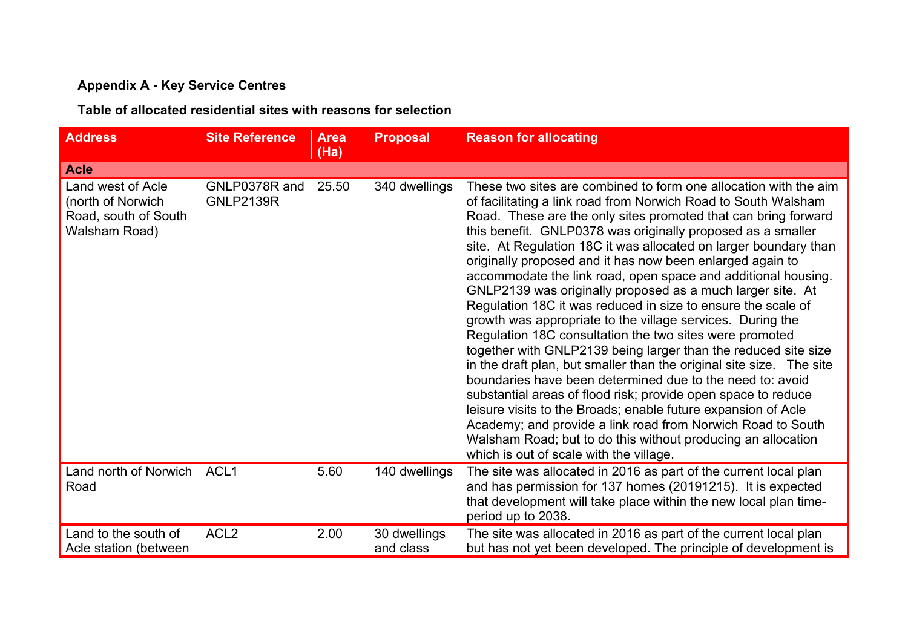**Appendix A - Key Service Centres**

**Table of allocated residential sites with reasons for selection**

| Address | Site Reference | Area (Ha) | Proposal | Reason for allocating |
|---|---|---|---|---|
| **Acle** | | | | |
| Land west of Acle (north of Norwich Road, south of South Walsham Road) | GNLP0378R and GNLP2139R | 25.50 | 340 dwellings | These two sites are combined to form one allocation with the aim of facilitating a link road from Norwich Road to South Walsham Road. These are the only sites promoted that can bring forward this benefit. GNLP0378 was originally proposed as a smaller site. At Regulation 18C it was allocated on larger boundary than originally proposed and it has now been enlarged again to accommodate the link road, open space and additional housing. GNLP2139 was originally proposed as a much larger site. At Regulation 18C it was reduced in size to ensure the scale of growth was appropriate to the village services. During the Regulation 18C consultation the two sites were promoted together with GNLP2139 being larger than the reduced site size in the draft plan, but smaller than the original site size. The site boundaries have been determined due to the need to: avoid substantial areas of flood risk; provide open space to reduce leisure visits to the Broads; enable future expansion of Acle Academy; and provide a link road from Norwich Road to South Walsham Road; but to do this without producing an allocation which is out of scale with the village. |
| Land north of Norwich Road | ACL1 | 5.60 | 140 dwellings | The site was allocated in 2016 as part of the current local plan and has permission for 137 homes (20191215). It is expected that development will take place within the new local plan time-period up to 2038. |
| Land to the south of Acle station (between | ACL2 | 2.00 | 30 dwellings and class | The site was allocated in 2016 as part of the current local plan but has not yet been developed. The principle of development is |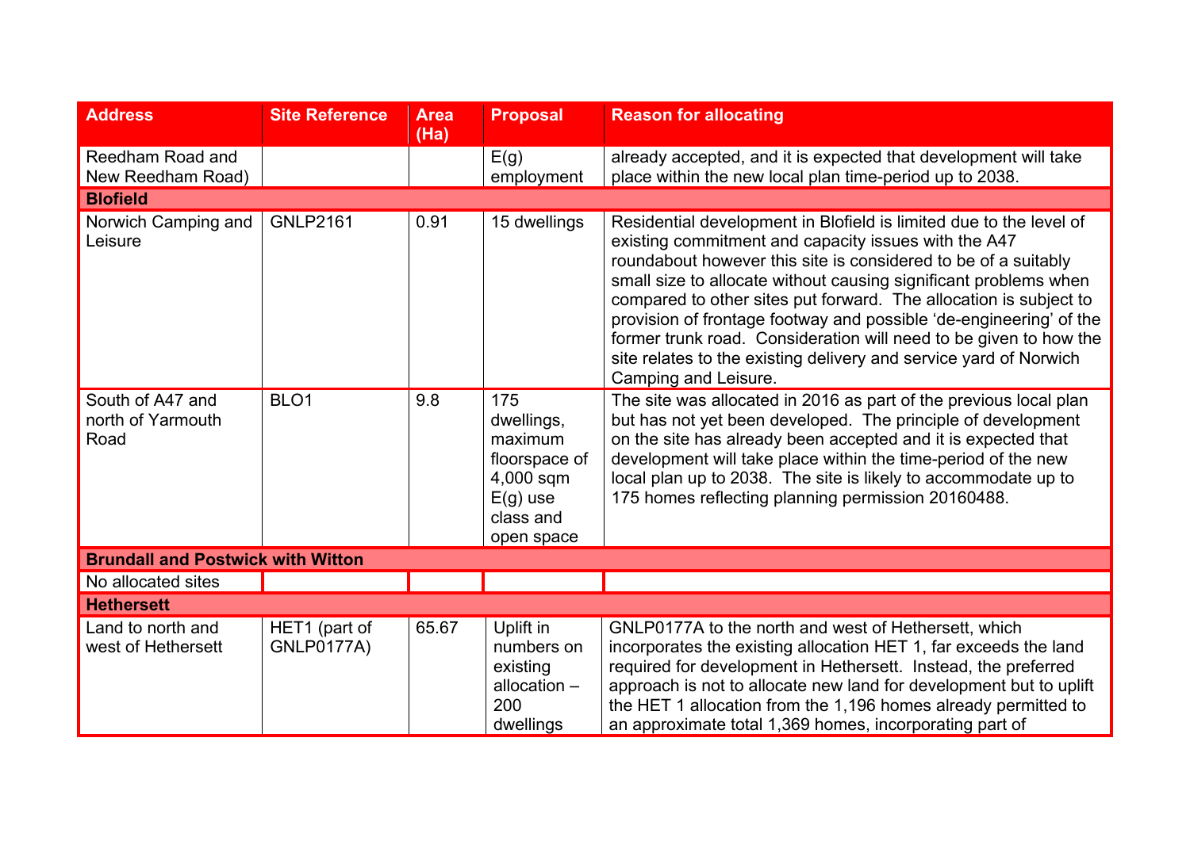| Address | Site Reference | Area (Ha) | Proposal | Reason for allocating |
|---|---|---|---|---|
| Reedham Road and New Reedham Road) | | | E(g) employment | already accepted, and it is expected that development will take place within the new local plan time-period up to 2038. |
| **Blofield** | | | | |
| Norwich Camping and Leisure | GNLP2161 | 0.91 | 15 dwellings | Residential development in Blofield is limited due to the level of existing commitment and capacity issues with the A47 roundabout however this site is considered to be of a suitably small size to allocate without causing significant problems when compared to other sites put forward. The allocation is subject to provision of frontage footway and possible 'de-engineering' of the former trunk road. Consideration will need to be given to how the site relates to the existing delivery and service yard of Norwich Camping and Leisure. |
| South of A47 and north of Yarmouth Road | BLO1 | 9.8 | 175 dwellings, maximum floorspace of 4,000 sqm E(g) use class and open space | The site was allocated in 2016 as part of the previous local plan but has not yet been developed. The principle of development on the site has already been accepted and it is expected that development will take place within the time-period of the new local plan up to 2038. The site is likely to accommodate up to 175 homes reflecting planning permission 20160488. |
| **Brundall and Postwick with Witton** | | | | |
| No allocated sites | | | | |
| **Hethersett** | | | | |
| Land to north and west of Hethersett | HET1 (part of GNLP0177A) | 65.67 | Uplift in numbers on existing allocation – 200 dwellings | GNLP0177A to the north and west of Hethersett, which incorporates the existing allocation HET 1, far exceeds the land required for development in Hethersett. Instead, the preferred approach is not to allocate new land for development but to uplift the HET 1 allocation from the 1,196 homes already permitted to an approximate total 1,369 homes, incorporating part of |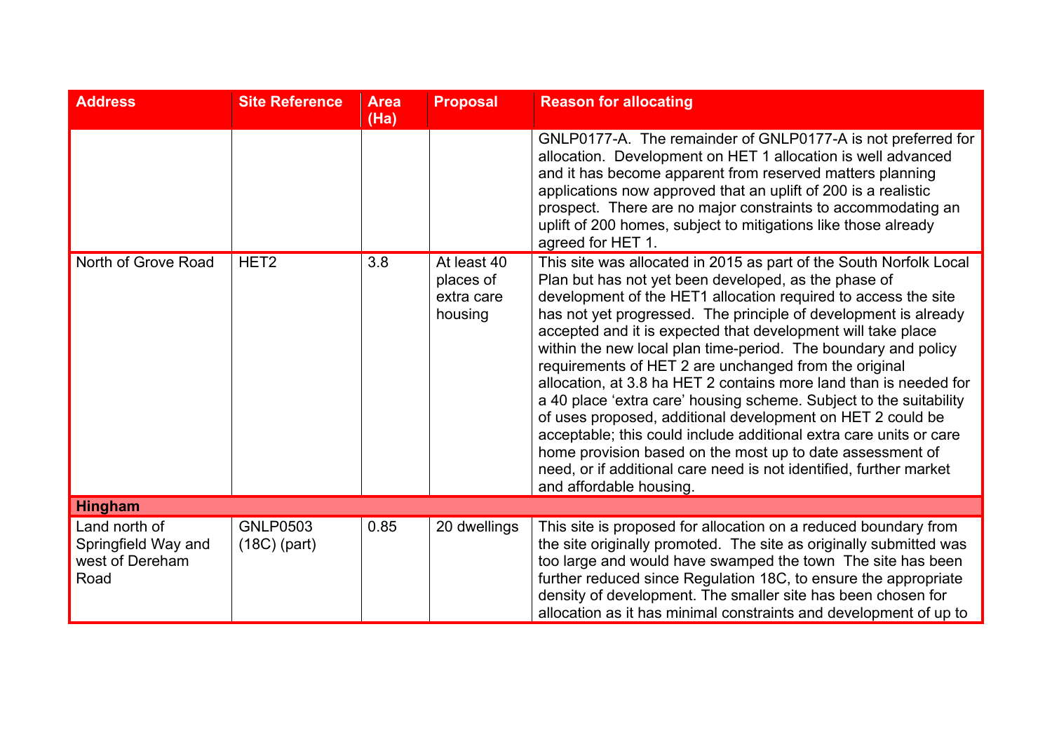| Address | Site Reference | Area (Ha) | Proposal | Reason for allocating |
| --- | --- | --- | --- | --- |
| | | | | GNLP0177-A. The remainder of GNLP0177-A is not preferred for allocation. Development on HET 1 allocation is well advanced and it has become apparent from reserved matters planning applications now approved that an uplift of 200 is a realistic prospect. There are no major constraints to accommodating an uplift of 200 homes, subject to mitigations like those already agreed for HET 1. |
| North of Grove Road | HET2 | 3.8 | At least 40 places of extra care housing | This site was allocated in 2015 as part of the South Norfolk Local Plan but has not yet been developed, as the phase of development of the HET1 allocation required to access the site has not yet progressed. The principle of development is already accepted and it is expected that development will take place within the new local plan time-period. The boundary and policy requirements of HET 2 are unchanged from the original allocation, at 3.8 ha HET 2 contains more land than is needed for a 40 place 'extra care' housing scheme. Subject to the suitability of uses proposed, additional development on HET 2 could be acceptable; this could include additional extra care units or care home provision based on the most up to date assessment of need, or if additional care need is not identified, further market and affordable housing. |
| **Hingham** | | | | |
| Land north of Springfield Way and west of Dereham Road | GNLP0503 (18C) (part) | 0.85 | 20 dwellings | This site is proposed for allocation on a reduced boundary from the site originally promoted. The site as originally submitted was too large and would have swamped the town The site has been further reduced since Regulation 18C, to ensure the appropriate density of development. The smaller site has been chosen for allocation as it has minimal constraints and development of up to |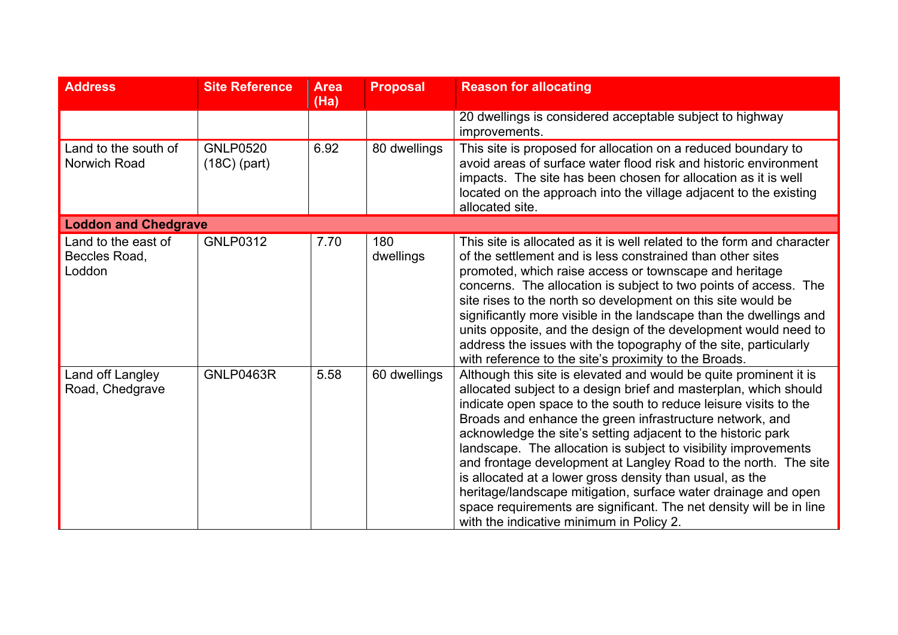| Address | Site Reference | Area (Ha) | Proposal | Reason for allocating |
|---|---|---|---|---|
| | | | | 20 dwellings is considered acceptable subject to highway improvements. |
| Land to the south of Norwich Road | GNLP0520 (18C) (part) | 6.92 | 80 dwellings | This site is proposed for allocation on a reduced boundary to avoid areas of surface water flood risk and historic environment impacts. The site has been chosen for allocation as it is well located on the approach into the village adjacent to the existing allocated site. |
| **Loddon and Chedgrave** | | | | |
| Land to the east of Beccles Road, Loddon | GNLP0312 | 7.70 | 180 dwellings | This site is allocated as it is well related to the form and character of the settlement and is less constrained than other sites promoted, which raise access or townscape and heritage concerns. The allocation is subject to two points of access. The site rises to the north so development on this site would be significantly more visible in the landscape than the dwellings and units opposite, and the design of the development would need to address the issues with the topography of the site, particularly with reference to the site's proximity to the Broads. |
| Land off Langley Road, Chedgrave | GNLP0463R | 5.58 | 60 dwellings | Although this site is elevated and would be quite prominent it is allocated subject to a design brief and masterplan, which should indicate open space to the south to reduce leisure visits to the Broads and enhance the green infrastructure network, and acknowledge the site's setting adjacent to the historic park landscape. The allocation is subject to visibility improvements and frontage development at Langley Road to the north. The site is allocated at a lower gross density than usual, as the heritage/landscape mitigation, surface water drainage and open space requirements are significant. The net density will be in line with the indicative minimum in Policy 2. |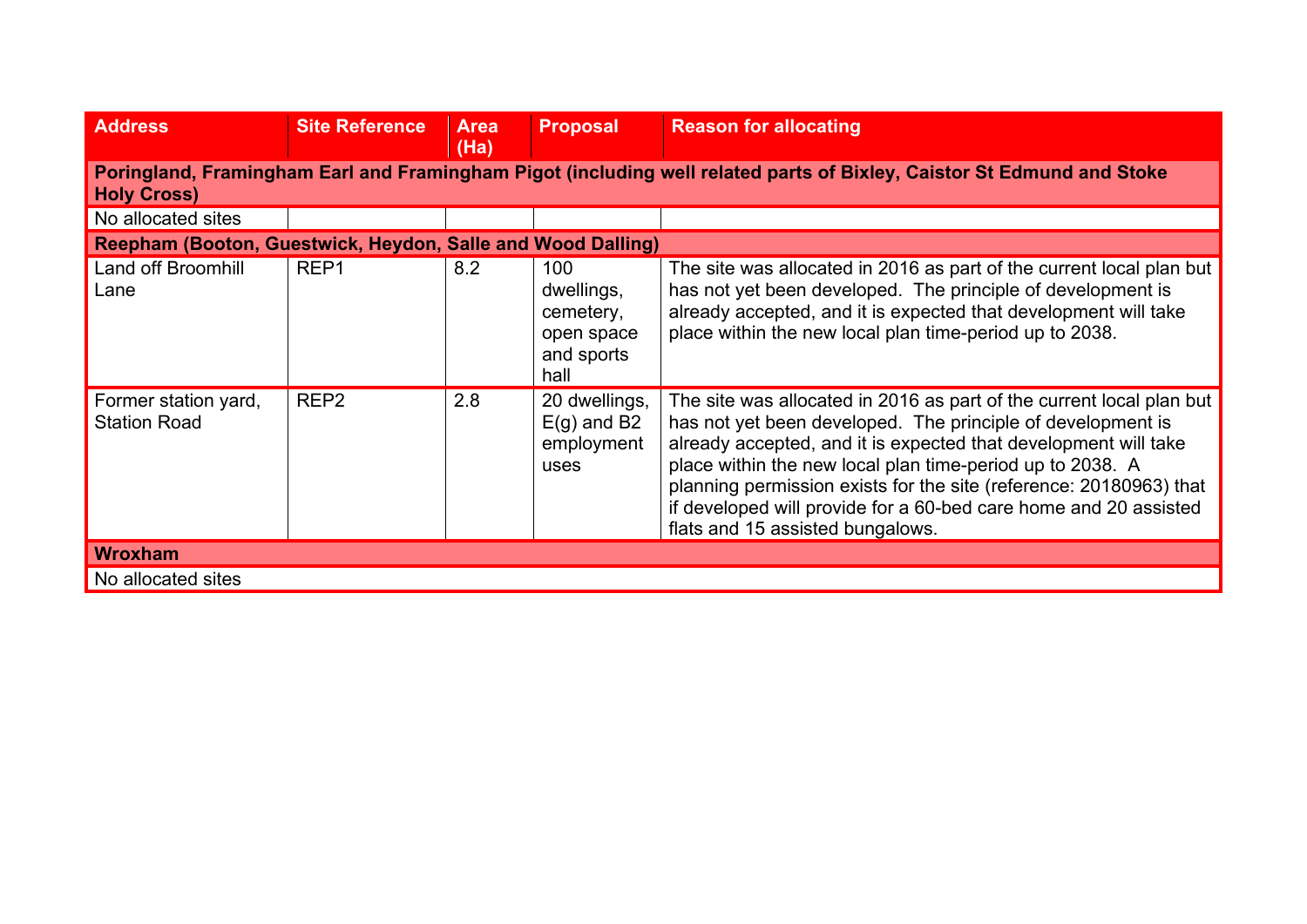| Address | Site Reference | Area (Ha) | Proposal | Reason for allocating |
|---|---|---|---|---|
| **Poringland, Framingham Earl and Framingham Pigot (including well related parts of Bixley, Caistor St Edmund and Stoke Holy Cross)** | | | | |
| No allocated sites | | | | |
| **Reepham (Booton, Guestwick, Heydon, Salle and Wood Dalling)** | | | | |
| Land off Broomhill Lane | REP1 | 8.2 | 100 dwellings, cemetery, open space and sports hall | The site was allocated in 2016 as part of the current local plan but has not yet been developed. The principle of development is already accepted, and it is expected that development will take place within the new local plan time-period up to 2038. |
| Former station yard, Station Road | REP2 | 2.8 | 20 dwellings, E(g) and B2 employment uses | The site was allocated in 2016 as part of the current local plan but has not yet been developed. The principle of development is already accepted, and it is expected that development will take place within the new local plan time-period up to 2038. A planning permission exists for the site (reference: 20180963) that if developed will provide for a 60-bed care home and 20 assisted flats and 15 assisted bungalows. |
| **Wroxham** | | | | |
| No allocated sites | | | | |